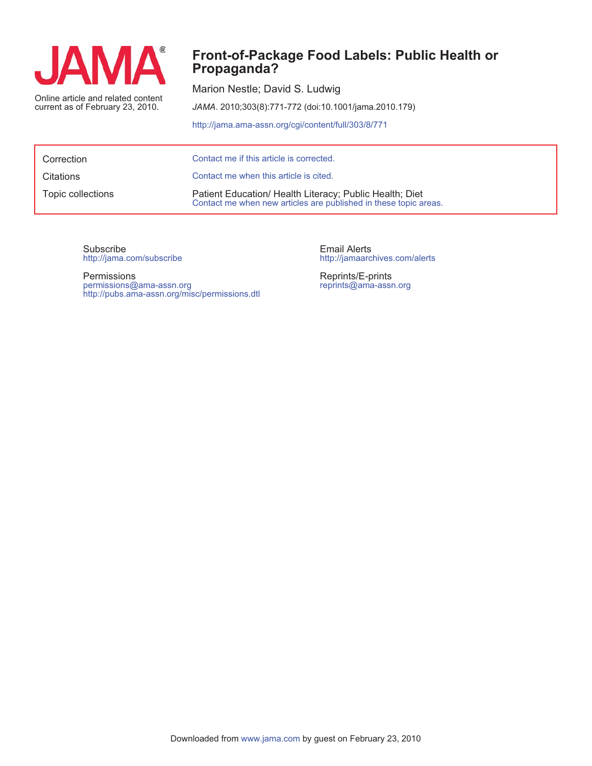# Front-of-Package Food Labels: Public Health or Propaganda?

Marion Nestle; David S. Ludwig

*JAMA*. 2010;303(8):771-772 (doi:10.1001/jama.2010.179)

http://jama.ama-assn.org/cgi/content/full/303/8/771

Online article and related content current as of February 23, 2010.

| | |
|---|---|
| Correction | Contact me if this article is corrected. |
| Citations | Contact me when this article is cited. |
| Topic collections | Patient Education/ Health Literacy; Public Health; Diet<br>Contact me when new articles are published in these topic areas. |

Subscribe
http://jama.com/subscribe

Permissions
permissions@ama-assn.org
http://pubs.ama-assn.org/misc/permissions.dtl

Email Alerts
http://jamaarchives.com/alerts

Reprints/E-prints
reprints@ama-assn.org

Downloaded from www.jama.com by guest on February 23, 2010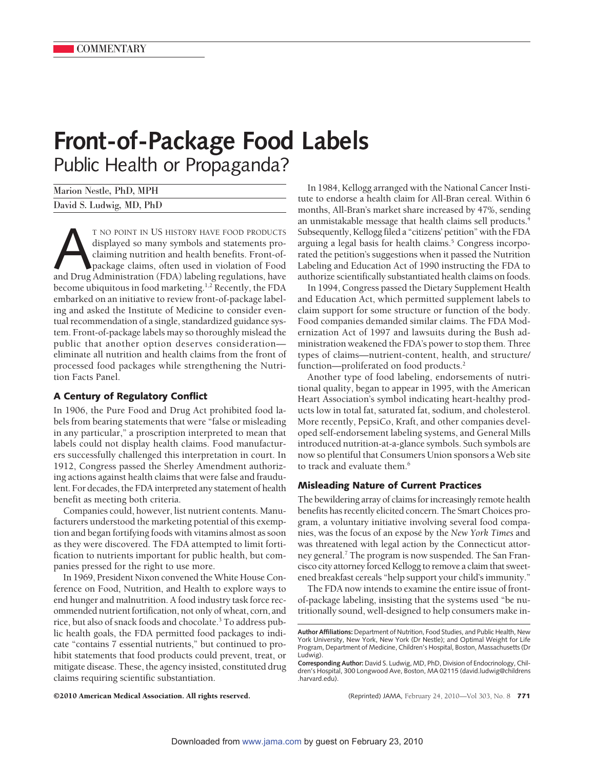COMMENTARY

# Front-of-Package Food Labels

## Public Health or Propaganda?

Marion Nestle, PhD, MPH

David S. Ludwig, MD, PhD

At no point in US history have food products displayed so many symbols and statements proclaiming nutrition and health benefits. Front-of-package claims, often used in violation of Food and Drug Administration (FDA) labeling regulations, have become ubiquitous in food marketing.[1,2] Recently, the FDA embarked on an initiative to review front-of-package labeling and asked the Institute of Medicine to consider eventual recommendation of a single, standardized guidance system. Front-of-package labels may so thoroughly mislead the public that another option deserves consideration—eliminate all nutrition and health claims from the front of processed food packages while strengthening the Nutrition Facts Panel.

### A Century of Regulatory Conflict

In 1906, the Pure Food and Drug Act prohibited food labels from bearing statements that were "false or misleading in any particular," a proscription interpreted to mean that labels could not display health claims. Food manufacturers successfully challenged this interpretation in court. In 1912, Congress passed the Sherley Amendment authorizing actions against health claims that were false and fraudulent. For decades, the FDA interpreted any statement of health benefit as meeting both criteria.

Companies could, however, list nutrient contents. Manufacturers understood the marketing potential of this exemption and began fortifying foods with vitamins almost as soon as they were discovered. The FDA attempted to limit fortification to nutrients important for public health, but companies pressed for the right to use more.

In 1969, President Nixon convened the White House Conference on Food, Nutrition, and Health to explore ways to end hunger and malnutrition. A food industry task force recommended nutrient fortification, not only of wheat, corn, and rice, but also of snack foods and chocolate.[3] To address public health goals, the FDA permitted food packages to indicate "contains 7 essential nutrients," but continued to prohibit statements that food products could prevent, treat, or mitigate disease. These, the agency insisted, constituted drug claims requiring scientific substantiation.

In 1984, Kellogg arranged with the National Cancer Institute to endorse a health claim for All-Bran cereal. Within 6 months, All-Bran's market share increased by 47%, sending an unmistakable message that health claims sell products.[4] Subsequently, Kellogg filed a "citizens' petition" with the FDA arguing a legal basis for health claims.[5] Congress incorporated the petition's suggestions when it passed the Nutrition Labeling and Education Act of 1990 instructing the FDA to authorize scientifically substantiated health claims on foods.

In 1994, Congress passed the Dietary Supplement Health and Education Act, which permitted supplement labels to claim support for some structure or function of the body. Food companies demanded similar claims. The FDA Modernization Act of 1997 and lawsuits during the Bush administration weakened the FDA's power to stop them. Three types of claims—nutrient-content, health, and structure/function—proliferated on food products.[2]

Another type of food labeling, endorsements of nutritional quality, began to appear in 1995, with the American Heart Association's symbol indicating heart-healthy products low in total fat, saturated fat, sodium, and cholesterol. More recently, PepsiCo, Kraft, and other companies developed self-endorsement labeling systems, and General Mills introduced nutrition-at-a-glance symbols. Such symbols are now so plentiful that Consumers Union sponsors a Web site to track and evaluate them.[6]

### Misleading Nature of Current Practices

The bewildering array of claims for increasingly remote health benefits has recently elicited concern. The Smart Choices program, a voluntary initiative involving several food companies, was the focus of an exposé by the *New York Times* and was threatened with legal action by the Connecticut attorney general.[7] The program is now suspended. The San Francisco city attorney forced Kellogg to remove a claim that sweetened breakfast cereals "help support your child's immunity."

The FDA now intends to examine the entire issue of front-of-package labeling, insisting that the systems used "be nutritionally sound, well-designed to help consumers make in-

**Author Affiliations:** Department of Nutrition, Food Studies, and Public Health, New York University, New York, New York (Dr Nestle); and Optimal Weight for Life Program, Department of Medicine, Children's Hospital, Boston, Massachusetts (Dr Ludwig).

**Corresponding Author:** David S. Ludwig, MD, PhD, Division of Endocrinology, Children's Hospital, 300 Longwood Ave, Boston, MA 02115 (david.ludwig@childrens.harvard.edu).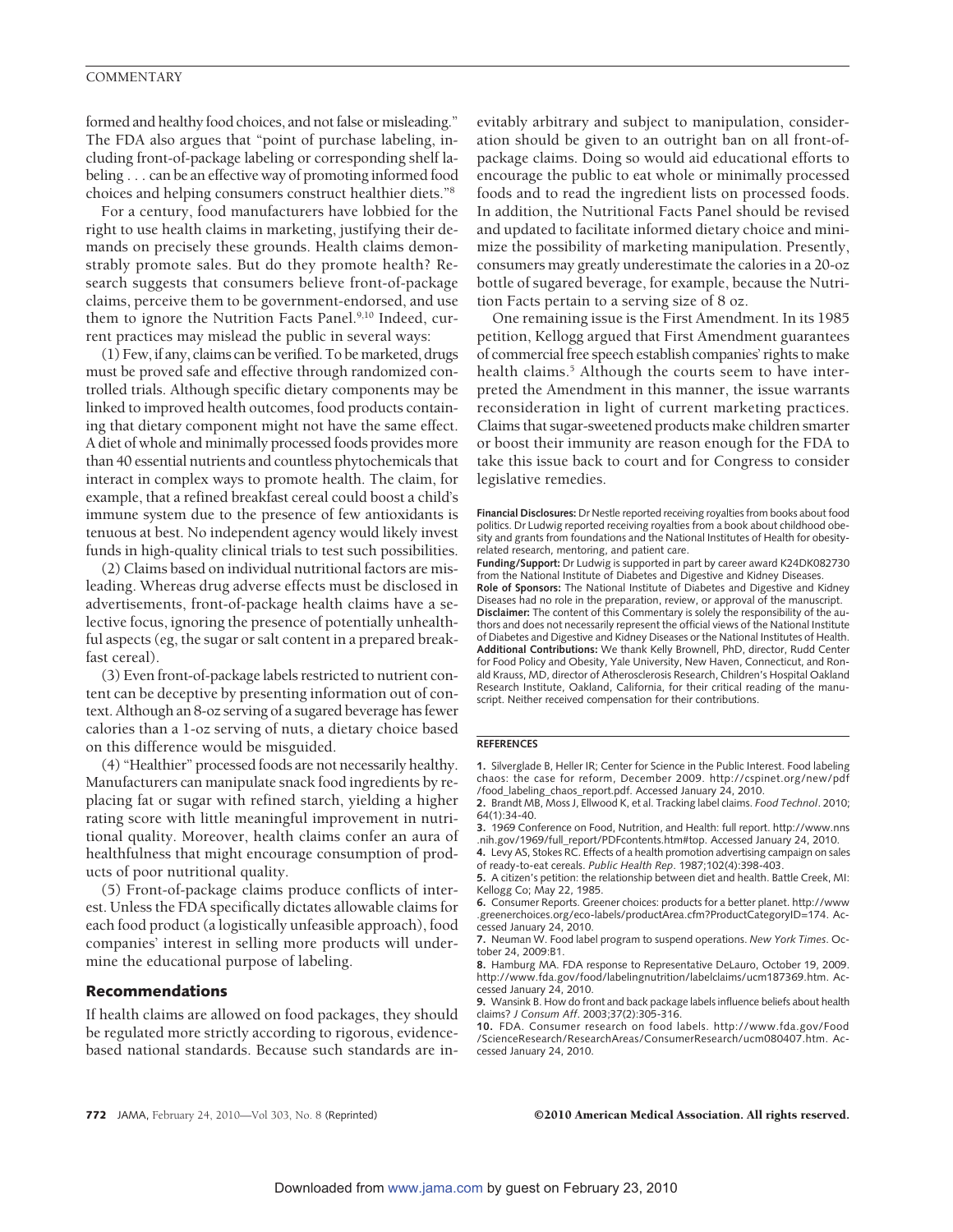formed and healthy food choices, and not false or misleading." The FDA also argues that "point of purchase labeling, including front-of-package labeling or corresponding shelf labeling . . . can be an effective way of promoting informed food choices and helping consumers construct healthier diets."[8]

For a century, food manufacturers have lobbied for the right to use health claims in marketing, justifying their demands on precisely these grounds. Health claims demonstrably promote sales. But do they promote health? Research suggests that consumers believe front-of-package claims, perceive them to be government-endorsed, and use them to ignore the Nutrition Facts Panel.[9,10] Indeed, current practices may mislead the public in several ways:

(1) Few, if any, claims can be verified. To be marketed, drugs must be proved safe and effective through randomized controlled trials. Although specific dietary components may be linked to improved health outcomes, food products containing that dietary component might not have the same effect. A diet of whole and minimally processed foods provides more than 40 essential nutrients and countless phytochemicals that interact in complex ways to promote health. The claim, for example, that a refined breakfast cereal could boost a child's immune system due to the presence of few antioxidants is tenuous at best. No independent agency would likely invest funds in high-quality clinical trials to test such possibilities.

(2) Claims based on individual nutritional factors are misleading. Whereas drug adverse effects must be disclosed in advertisements, front-of-package health claims have a selective focus, ignoring the presence of potentially unhealthful aspects (eg, the sugar or salt content in a prepared breakfast cereal).

(3) Even front-of-package labels restricted to nutrient content can be deceptive by presenting information out of context. Although an 8-oz serving of a sugared beverage has fewer calories than a 1-oz serving of nuts, a dietary choice based on this difference would be misguided.

(4) "Healthier" processed foods are not necessarily healthy. Manufacturers can manipulate snack food ingredients by replacing fat or sugar with refined starch, yielding a higher rating score with little meaningful improvement in nutritional quality. Moreover, health claims confer an aura of healthfulness that might encourage consumption of products of poor nutritional quality.

(5) Front-of-package claims produce conflicts of interest. Unless the FDA specifically dictates allowable claims for each food product (a logistically unfeasible approach), food companies' interest in selling more products will undermine the educational purpose of labeling.

## Recommendations

If health claims are allowed on food packages, they should be regulated more strictly according to rigorous, evidence-based national standards. Because such standards are inevitably arbitrary and subject to manipulation, consideration should be given to an outright ban on all front-of-package claims. Doing so would aid educational efforts to encourage the public to eat whole or minimally processed foods and to read the ingredient lists on processed foods. In addition, the Nutritional Facts Panel should be revised and updated to facilitate informed dietary choice and minimize the possibility of marketing manipulation. Presently, consumers may greatly underestimate the calories in a 20-oz bottle of sugared beverage, for example, because the Nutrition Facts pertain to a serving size of 8 oz.

One remaining issue is the First Amendment. In its 1985 petition, Kellogg argued that First Amendment guarantees of commercial free speech establish companies' rights to make health claims.[5] Although the courts seem to have interpreted the Amendment in this manner, the issue warrants reconsideration in light of current marketing practices. Claims that sugar-sweetened products make children smarter or boost their immunity are reason enough for the FDA to take this issue back to court and for Congress to consider legislative remedies.

**Financial Disclosures:** Dr Nestle reported receiving royalties from books about food politics. Dr Ludwig reported receiving royalties from a book about childhood obesity and grants from foundations and the National Institutes of Health for obesity-related research, mentoring, and patient care.

**Funding/Support:** Dr Ludwig is supported in part by career award K24DK082730 from the National Institute of Diabetes and Digestive and Kidney Diseases.

**Role of Sponsors:** The National Institute of Diabetes and Digestive and Kidney Diseases had no role in the preparation, review, or approval of the manuscript.

**Disclaimer:** The content of this Commentary is solely the responsibility of the authors and does not necessarily represent the official views of the National Institute of Diabetes and Digestive and Kidney Diseases or the National Institutes of Health.

**Additional Contributions:** We thank Kelly Brownell, PhD, director, Rudd Center for Food Policy and Obesity, Yale University, New Haven, Connecticut, and Ronald Krauss, MD, director of Atherosclerosis Research, Children's Hospital Oakland Research Institute, Oakland, California, for their critical reading of the manuscript. Neither received compensation for their contributions.

## REFERENCES

1. Silverglade B, Heller IR; Center for Science in the Public Interest. Food labeling chaos: the case for reform, December 2009. http://cspinet.org/new/pdf/food_labeling_chaos_report.pdf. Accessed January 24, 2010.
2. Brandt MB, Moss J, Ellwood K, et al. Tracking label claims. *Food Technol*. 2010;64(1):34-40.
3. 1969 Conference on Food, Nutrition, and Health: full report. http://www.nns.nih.gov/1969/full_report/PDFcontents.htm#top. Accessed January 24, 2010.
4. Levy AS, Stokes RC. Effects of a health promotion advertising campaign on sales of ready-to-eat cereals. *Public Health Rep*. 1987;102(4):398-403.
5. A citizen's petition: the relationship between diet and health. Battle Creek, MI: Kellogg Co; May 22, 1985.
6. Consumer Reports. Greener choices: products for a better planet. http://www.greenerchoices.org/eco-labels/productArea.cfm?ProductCategoryID=174. Accessed January 24, 2010.
7. Neuman W. Food label program to suspend operations. *New York Times*. October 24, 2009:B1.
8. Hamburg MA. FDA response to Representative DeLauro, October 19, 2009. http://www.fda.gov/food/labelingnutrition/labelclaims/ucm187369.htm. Accessed January 24, 2010.
9. Wansink B. How do front and back package labels influence beliefs about health claims? *J Consum Aff*. 2003;37(2):305-316.
10. FDA. Consumer research on food labels. http://www.fda.gov/Food/ScienceResearch/ResearchAreas/ConsumerResearch/ucm080407.htm. Accessed January 24, 2010.